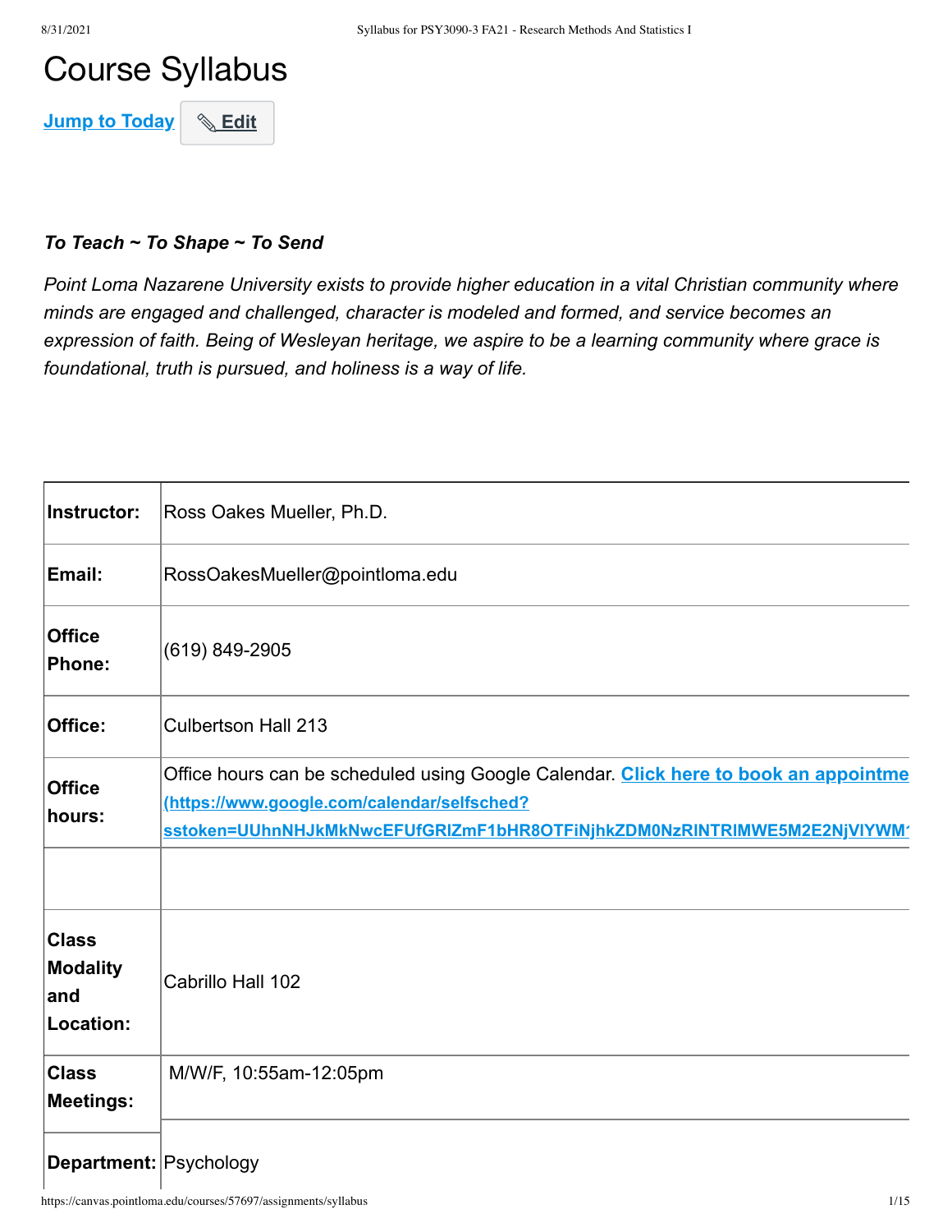# Course Syllabus

Jump to Today | Edit

***To Teach ~ To Shape ~ To Send***

*Point Loma Nazarene University exists to provide higher education in a vital Christian community where minds are engaged and challenged, character is modeled and formed, and service becomes an expression of faith. Being of Wesleyan heritage, we aspire to be a learning community where grace is foundational, truth is pursued, and holiness is a way of life.*

| | |
|---|---|
| **Instructor:** | Ross Oakes Mueller, Ph.D. |
| **Email:** | RossOakesMueller@pointloma.edu |
| **Office Phone:** | (619) 849-2905 |
| **Office:** | Culbertson Hall 213 |
| **Office hours:** | Office hours can be scheduled using Google Calendar. Click here to book an appointme (https://www.google.com/calendar/selfsched?sstoken=UUhnNHJkMkNwcEFUfGRlZmF1bHR8OTFiNjhkZDM0NzRlNTRlMWE5M2E2NjVlYWM |
| | |
| **Class Modality and Location:** | Cabrillo Hall 102 |
| **Class Meetings:** | M/W/F, 10:55am-12:05pm |
| **Department:** | Psychology |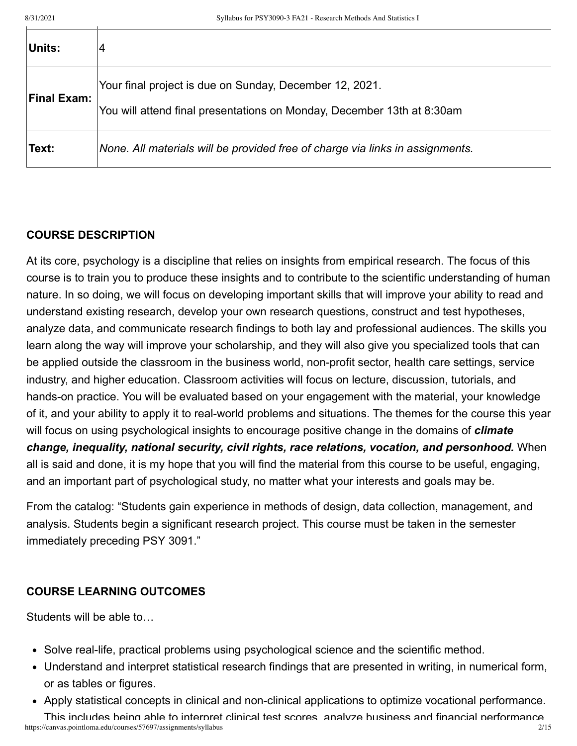| Units: | 4 |
| --- | --- |
| Final Exam: | Your final project is due on Sunday, December 12, 2021.<br>You will attend final presentations on Monday, December 13th at 8:30am |
| Text: | *None. All materials will be provided free of charge via links in assignments.* |

## COURSE DESCRIPTION

At its core, psychology is a discipline that relies on insights from empirical research. The focus of this course is to train you to produce these insights and to contribute to the scientific understanding of human nature. In so doing, we will focus on developing important skills that will improve your ability to read and understand existing research, develop your own research questions, construct and test hypotheses, analyze data, and communicate research findings to both lay and professional audiences. The skills you learn along the way will improve your scholarship, and they will also give you specialized tools that can be applied outside the classroom in the business world, non-profit sector, health care settings, service industry, and higher education. Classroom activities will focus on lecture, discussion, tutorials, and hands-on practice. You will be evaluated based on your engagement with the material, your knowledge of it, and your ability to apply it to real-world problems and situations. The themes for the course this year will focus on using psychological insights to encourage positive change in the domains of ***climate change, inequality, national security, civil rights, race relations, vocation, and personhood.*** When all is said and done, it is my hope that you will find the material from this course to be useful, engaging, and an important part of psychological study, no matter what your interests and goals may be.

From the catalog: "Students gain experience in methods of design, data collection, management, and analysis. Students begin a significant research project. This course must be taken in the semester immediately preceding PSY 3091."

## COURSE LEARNING OUTCOMES

Students will be able to…

- Solve real-life, practical problems using psychological science and the scientific method.
- Understand and interpret statistical research findings that are presented in writing, in numerical form, or as tables or figures.
- Apply statistical concepts in clinical and non-clinical applications to optimize vocational performance. This includes being able to interpret clinical test scores, analyze business and financial performance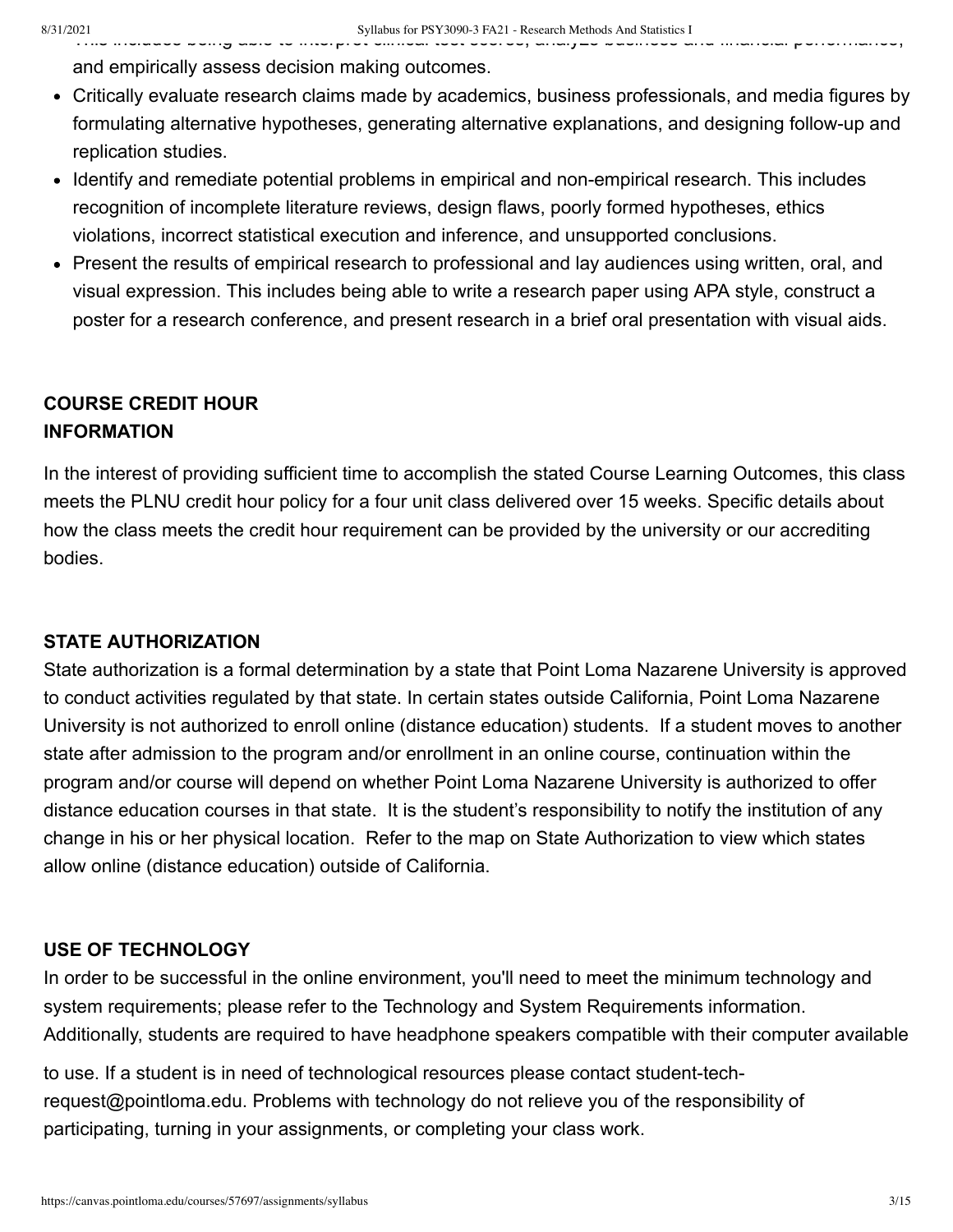and empirically assess decision making outcomes.

- Critically evaluate research claims made by academics, business professionals, and media figures by formulating alternative hypotheses, generating alternative explanations, and designing follow-up and replication studies.
- Identify and remediate potential problems in empirical and non-empirical research. This includes recognition of incomplete literature reviews, design flaws, poorly formed hypotheses, ethics violations, incorrect statistical execution and inference, and unsupported conclusions.
- Present the results of empirical research to professional and lay audiences using written, oral, and visual expression. This includes being able to write a research paper using APA style, construct a poster for a research conference, and present research in a brief oral presentation with visual aids.

**COURSE CREDIT HOUR INFORMATION**

In the interest of providing sufficient time to accomplish the stated Course Learning Outcomes, this class meets the PLNU credit hour policy for a four unit class delivered over 15 weeks. Specific details about how the class meets the credit hour requirement can be provided by the university or our accrediting bodies.

**STATE AUTHORIZATION**

State authorization is a formal determination by a state that Point Loma Nazarene University is approved to conduct activities regulated by that state. In certain states outside California, Point Loma Nazarene University is not authorized to enroll online (distance education) students. If a student moves to another state after admission to the program and/or enrollment in an online course, continuation within the program and/or course will depend on whether Point Loma Nazarene University is authorized to offer distance education courses in that state. It is the student's responsibility to notify the institution of any change in his or her physical location. Refer to the map on State Authorization to view which states allow online (distance education) outside of California.

**USE OF TECHNOLOGY**

In order to be successful in the online environment, you'll need to meet the minimum technology and system requirements; please refer to the Technology and System Requirements information. Additionally, students are required to have headphone speakers compatible with their computer available to use. If a student is in need of technological resources please contact student-tech-request@pointloma.edu. Problems with technology do not relieve you of the responsibility of participating, turning in your assignments, or completing your class work.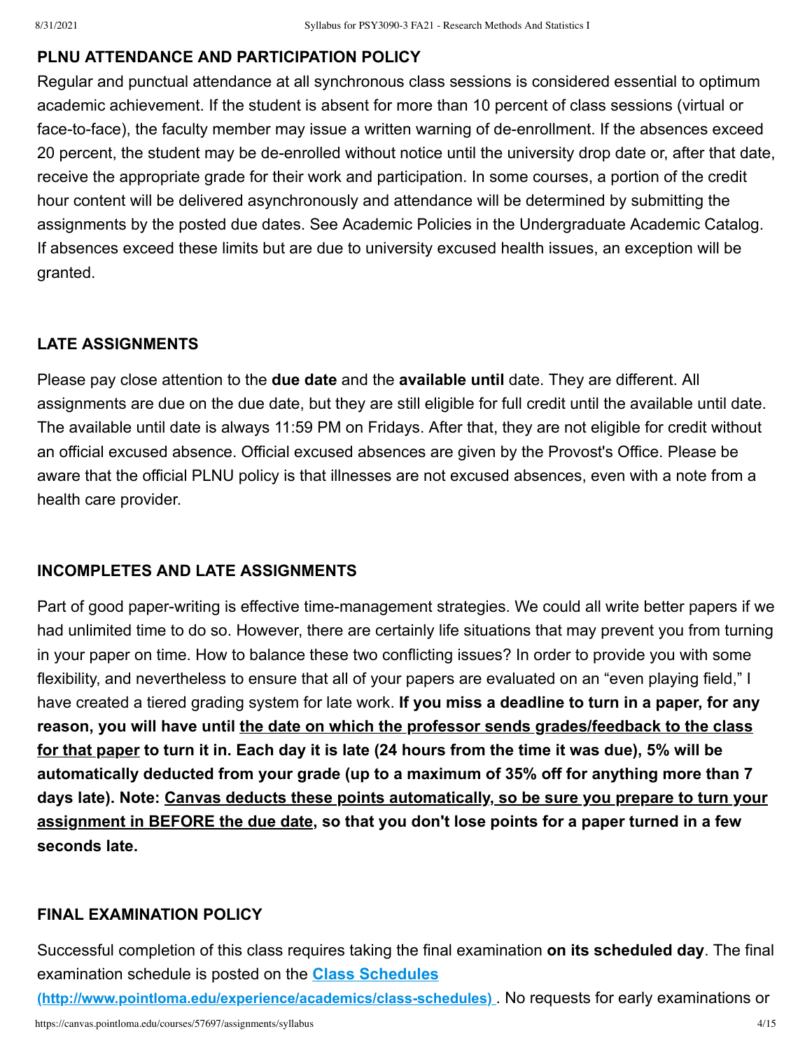## PLNU ATTENDANCE AND PARTICIPATION POLICY

Regular and punctual attendance at all synchronous class sessions is considered essential to optimum academic achievement. If the student is absent for more than 10 percent of class sessions (virtual or face-to-face), the faculty member may issue a written warning of de-enrollment. If the absences exceed 20 percent, the student may be de-enrolled without notice until the university drop date or, after that date, receive the appropriate grade for their work and participation. In some courses, a portion of the credit hour content will be delivered asynchronously and attendance will be determined by submitting the assignments by the posted due dates. See Academic Policies in the Undergraduate Academic Catalog. If absences exceed these limits but are due to university excused health issues, an exception will be granted.

## LATE ASSIGNMENTS

Please pay close attention to the **due date** and the **available until** date. They are different. All assignments are due on the due date, but they are still eligible for full credit until the available until date. The available until date is always 11:59 PM on Fridays. After that, they are not eligible for credit without an official excused absence. Official excused absences are given by the Provost's Office. Please be aware that the official PLNU policy is that illnesses are not excused absences, even with a note from a health care provider.

## INCOMPLETES AND LATE ASSIGNMENTS

Part of good paper-writing is effective time-management strategies. We could all write better papers if we had unlimited time to do so. However, there are certainly life situations that may prevent you from turning in your paper on time. How to balance these two conflicting issues? In order to provide you with some flexibility, and nevertheless to ensure that all of your papers are evaluated on an "even playing field," I have created a tiered grading system for late work. **If you miss a deadline to turn in a paper, for any reason, you will have until the date on which the professor sends grades/feedback to the class for that paper to turn it in. Each day it is late (24 hours from the time it was due), 5% will be automatically deducted from your grade (up to a maximum of 35% off for anything more than 7 days late). Note: Canvas deducts these points automatically, so be sure you prepare to turn your assignment in BEFORE the due date, so that you don't lose points for a paper turned in a few seconds late.**

## FINAL EXAMINATION POLICY

Successful completion of this class requires taking the final examination **on its scheduled day**. The final examination schedule is posted on the **Class Schedules (http://www.pointloma.edu/experience/academics/class-schedules)**. No requests for early examinations or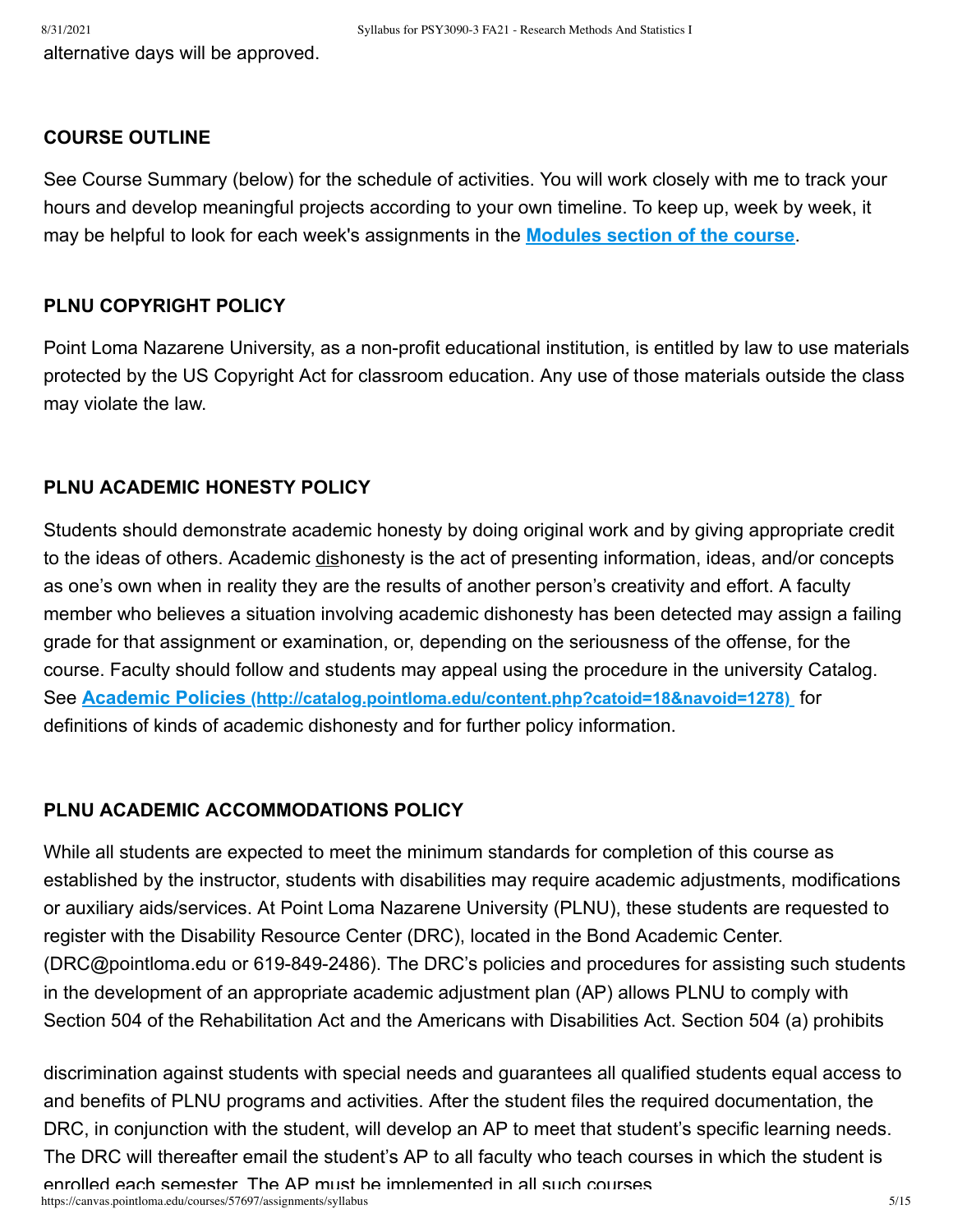alternative days will be approved.

## COURSE OUTLINE

See Course Summary (below) for the schedule of activities. You will work closely with me to track your hours and develop meaningful projects according to your own timeline. To keep up, week by week, it may be helpful to look for each week's assignments in the **Modules section of the course**.

## PLNU COPYRIGHT POLICY

Point Loma Nazarene University, as a non-profit educational institution, is entitled by law to use materials protected by the US Copyright Act for classroom education. Any use of those materials outside the class may violate the law.

## PLNU ACADEMIC HONESTY POLICY

Students should demonstrate academic honesty by doing original work and by giving appropriate credit to the ideas of others. Academic dishonesty is the act of presenting information, ideas, and/or concepts as one's own when in reality they are the results of another person's creativity and effort. A faculty member who believes a situation involving academic dishonesty has been detected may assign a failing grade for that assignment or examination, or, depending on the seriousness of the offense, for the course. Faculty should follow and students may appeal using the procedure in the university Catalog. See **Academic Policies (http://catalog.pointloma.edu/content.php?catoid=18&navoid=1278)** for definitions of kinds of academic dishonesty and for further policy information.

## PLNU ACADEMIC ACCOMMODATIONS POLICY

While all students are expected to meet the minimum standards for completion of this course as established by the instructor, students with disabilities may require academic adjustments, modifications or auxiliary aids/services. At Point Loma Nazarene University (PLNU), these students are requested to register with the Disability Resource Center (DRC), located in the Bond Academic Center. (DRC@pointloma.edu or 619-849-2486). The DRC's policies and procedures for assisting such students in the development of an appropriate academic adjustment plan (AP) allows PLNU to comply with Section 504 of the Rehabilitation Act and the Americans with Disabilities Act. Section 504 (a) prohibits discrimination against students with special needs and guarantees all qualified students equal access to and benefits of PLNU programs and activities. After the student files the required documentation, the DRC, in conjunction with the student, will develop an AP to meet that student's specific learning needs. The DRC will thereafter email the student's AP to all faculty who teach courses in which the student is enrolled each semester. The AP must be implemented in all such courses.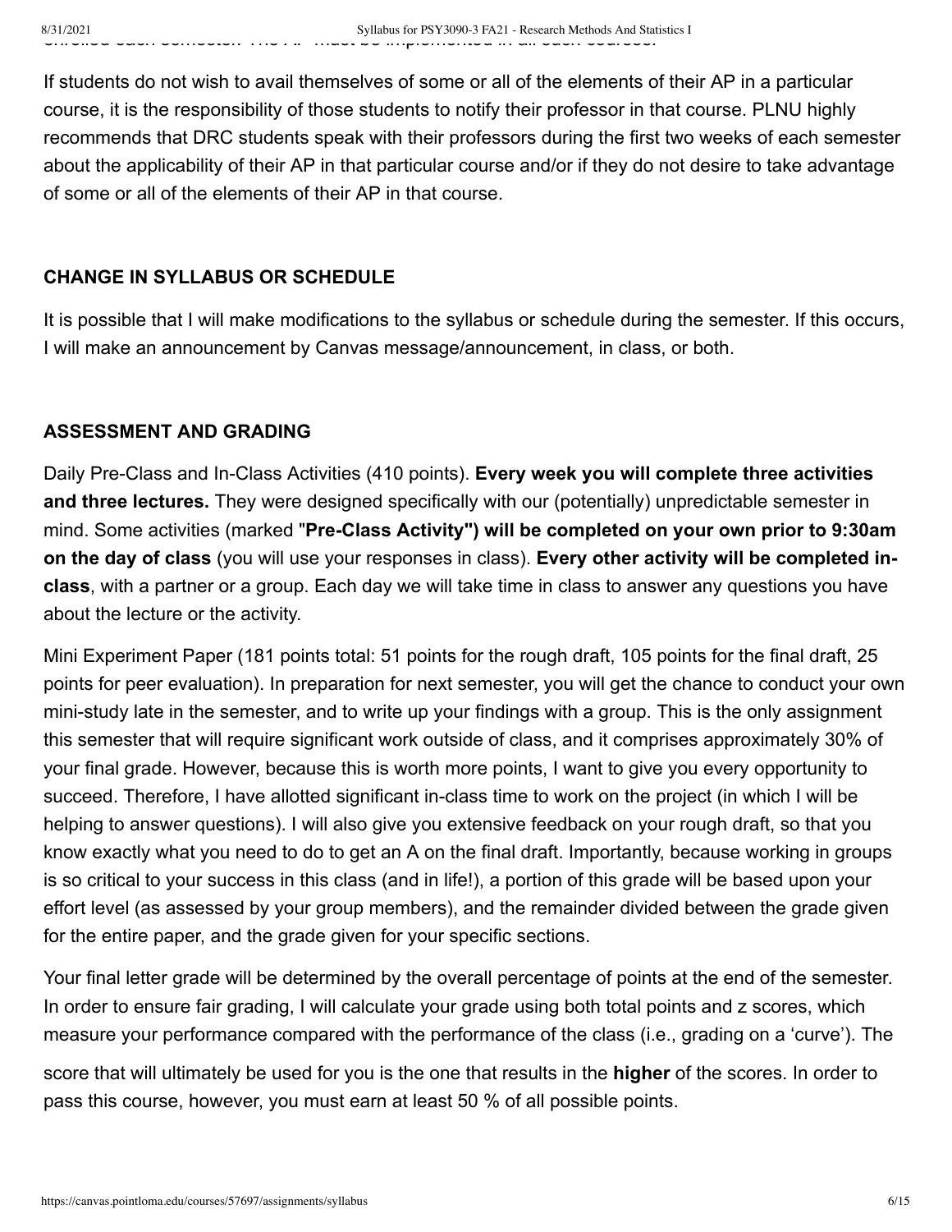If students do not wish to avail themselves of some or all of the elements of their AP in a particular course, it is the responsibility of those students to notify their professor in that course. PLNU highly recommends that DRC students speak with their professors during the first two weeks of each semester about the applicability of their AP in that particular course and/or if they do not desire to take advantage of some or all of the elements of their AP in that course.

## CHANGE IN SYLLABUS OR SCHEDULE

It is possible that I will make modifications to the syllabus or schedule during the semester. If this occurs, I will make an announcement by Canvas message/announcement, in class, or both.

## ASSESSMENT AND GRADING

Daily Pre-Class and In-Class Activities (410 points). **Every week you will complete three activities and three lectures.** They were designed specifically with our (potentially) unpredictable semester in mind. Some activities (marked "**Pre-Class Activity") will be completed on your own prior to 9:30am on the day of class** (you will use your responses in class). **Every other activity will be completed in-class**, with a partner or a group. Each day we will take time in class to answer any questions you have about the lecture or the activity.

Mini Experiment Paper (181 points total: 51 points for the rough draft, 105 points for the final draft, 25 points for peer evaluation). In preparation for next semester, you will get the chance to conduct your own mini-study late in the semester, and to write up your findings with a group. This is the only assignment this semester that will require significant work outside of class, and it comprises approximately 30% of your final grade. However, because this is worth more points, I want to give you every opportunity to succeed. Therefore, I have allotted significant in-class time to work on the project (in which I will be helping to answer questions). I will also give you extensive feedback on your rough draft, so that you know exactly what you need to do to get an A on the final draft. Importantly, because working in groups is so critical to your success in this class (and in life!), a portion of this grade will be based upon your effort level (as assessed by your group members), and the remainder divided between the grade given for the entire paper, and the grade given for your specific sections.

Your final letter grade will be determined by the overall percentage of points at the end of the semester. In order to ensure fair grading, I will calculate your grade using both total points and z scores, which measure your performance compared with the performance of the class (i.e., grading on a 'curve'). The score that will ultimately be used for you is the one that results in the **higher** of the scores. In order to pass this course, however, you must earn at least 50 % of all possible points.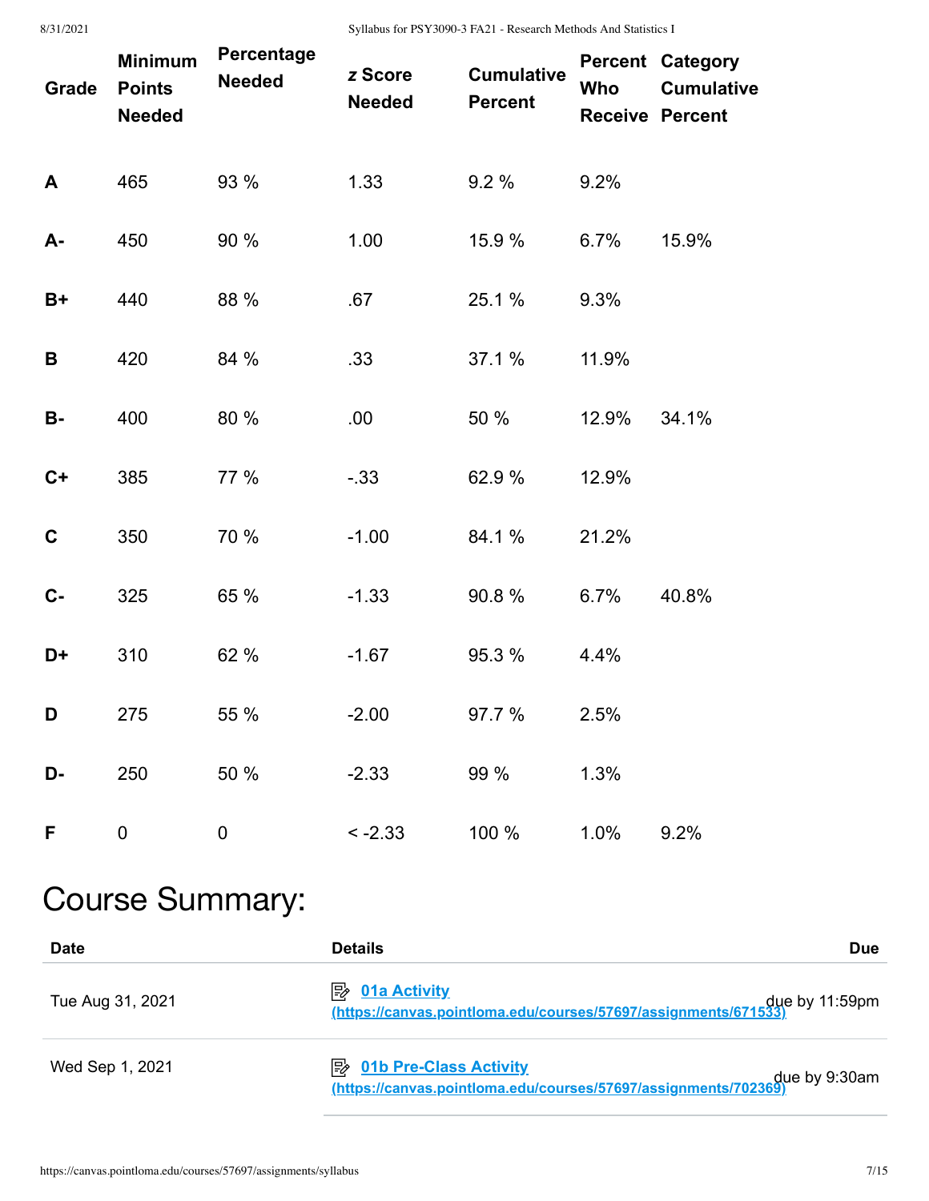| Grade | Minimum Points Needed | Percentage Needed | *z* Score Needed | Cumulative Percent | Percent Who Receive | Category Cumulative Percent |
|---|---|---|---|---|---|---|
| **A** | 465 | 93 % | 1.33 | 9.2 % | 9.2% | |
| **A-** | 450 | 90 % | 1.00 | 15.9 % | 6.7% | 15.9% |
| **B+** | 440 | 88 % | .67 | 25.1 % | 9.3% | |
| **B** | 420 | 84 % | .33 | 37.1 % | 11.9% | |
| **B-** | 400 | 80 % | .00 | 50 % | 12.9% | 34.1% |
| **C+** | 385 | 77 % | -.33 | 62.9 % | 12.9% | |
| **C** | 350 | 70 % | -1.00 | 84.1 % | 21.2% | |
| **C-** | 325 | 65 % | -1.33 | 90.8 % | 6.7% | 40.8% |
| **D+** | 310 | 62 % | -1.67 | 95.3 % | 4.4% | |
| **D** | 275 | 55 % | -2.00 | 97.7 % | 2.5% | |
| **D-** | 250 | 50 % | -2.33 | 99 % | 1.3% | |
| **F** | 0 | 0 | < -2.33 | 100 % | 1.0% | 9.2% |

# Course Summary:

| Date | Details | Due |
|---|---|---|
| Tue Aug 31, 2021 | [01a Activity](https://canvas.pointloma.edu/courses/57697/assignments/671533) (https://canvas.pointloma.edu/courses/57697/assignments/671533) | due by 11:59pm |
| Wed Sep 1, 2021 | [01b Pre-Class Activity](https://canvas.pointloma.edu/courses/57697/assignments/702369) (https://canvas.pointloma.edu/courses/57697/assignments/702369) | due by 9:30am |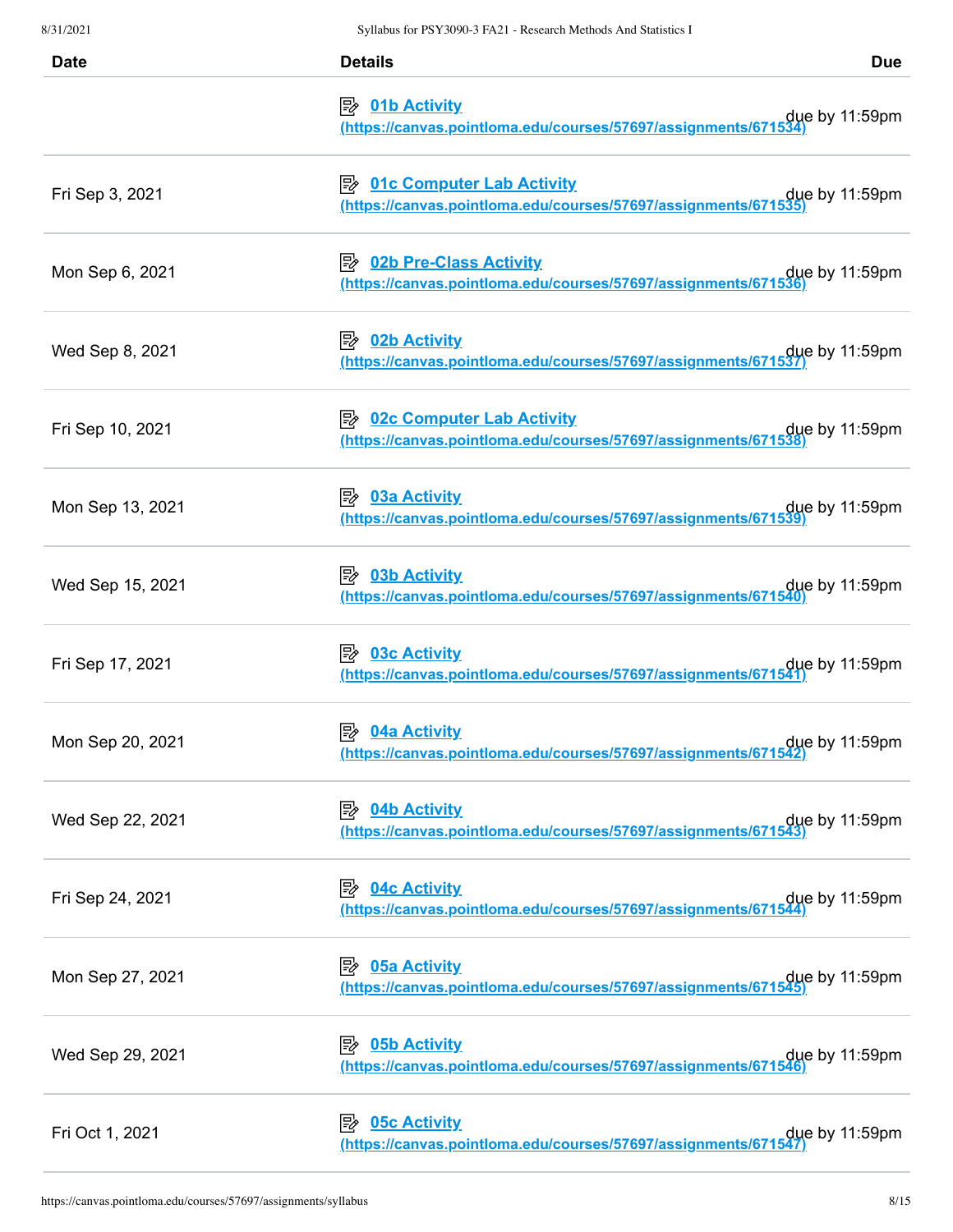| Date | Details | Due |
|---|---|---|
| | 01b Activity (https://canvas.pointloma.edu/courses/57697/assignments/671534) | due by 11:59pm |
| Fri Sep 3, 2021 | 01c Computer Lab Activity (https://canvas.pointloma.edu/courses/57697/assignments/671535) | due by 11:59pm |
| Mon Sep 6, 2021 | 02b Pre-Class Activity (https://canvas.pointloma.edu/courses/57697/assignments/671536) | due by 11:59pm |
| Wed Sep 8, 2021 | 02b Activity (https://canvas.pointloma.edu/courses/57697/assignments/671537) | due by 11:59pm |
| Fri Sep 10, 2021 | 02c Computer Lab Activity (https://canvas.pointloma.edu/courses/57697/assignments/671538) | due by 11:59pm |
| Mon Sep 13, 2021 | 03a Activity (https://canvas.pointloma.edu/courses/57697/assignments/671539) | due by 11:59pm |
| Wed Sep 15, 2021 | 03b Activity (https://canvas.pointloma.edu/courses/57697/assignments/671540) | due by 11:59pm |
| Fri Sep 17, 2021 | 03c Activity (https://canvas.pointloma.edu/courses/57697/assignments/671541) | due by 11:59pm |
| Mon Sep 20, 2021 | 04a Activity (https://canvas.pointloma.edu/courses/57697/assignments/671542) | due by 11:59pm |
| Wed Sep 22, 2021 | 04b Activity (https://canvas.pointloma.edu/courses/57697/assignments/671543) | due by 11:59pm |
| Fri Sep 24, 2021 | 04c Activity (https://canvas.pointloma.edu/courses/57697/assignments/671544) | due by 11:59pm |
| Mon Sep 27, 2021 | 05a Activity (https://canvas.pointloma.edu/courses/57697/assignments/671545) | due by 11:59pm |
| Wed Sep 29, 2021 | 05b Activity (https://canvas.pointloma.edu/courses/57697/assignments/671546) | due by 11:59pm |
| Fri Oct 1, 2021 | 05c Activity (https://canvas.pointloma.edu/courses/57697/assignments/671547) | due by 11:59pm |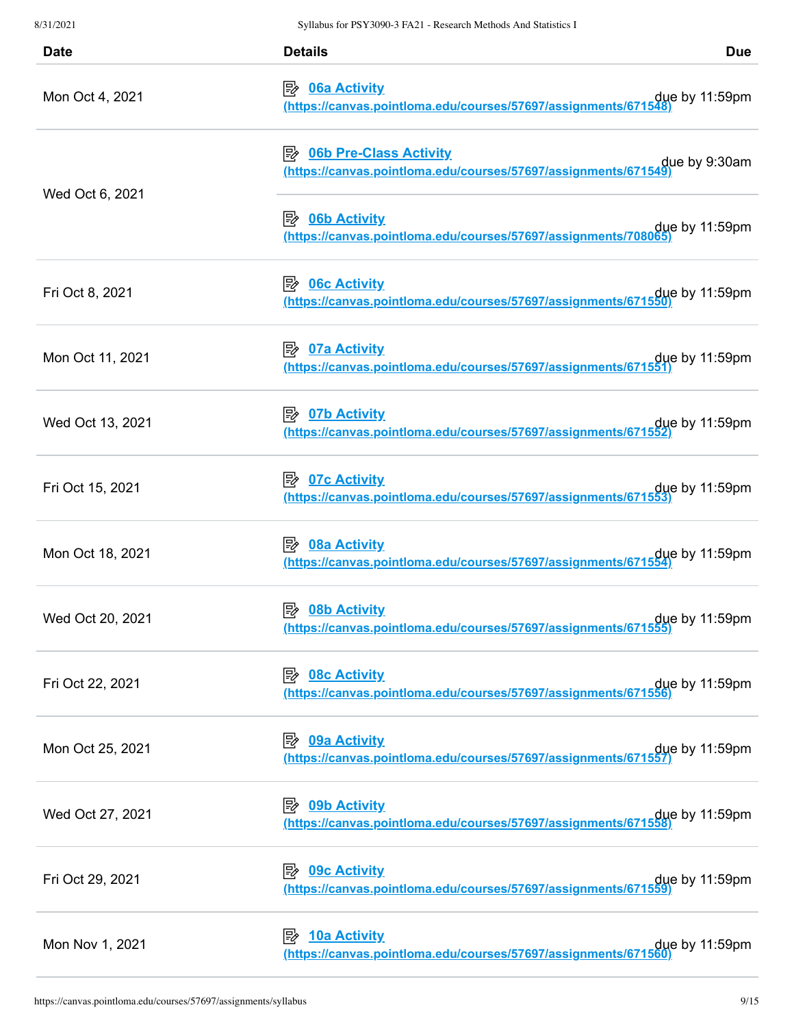| Date | Details | Due |
| --- | --- | --- |
| Mon Oct 4, 2021 | 06a Activity (https://canvas.pointloma.edu/courses/57697/assignments/671548) | due by 11:59pm |
| Wed Oct 6, 2021 | 06b Pre-Class Activity (https://canvas.pointloma.edu/courses/57697/assignments/671549) | due by 9:30am |
| | 06b Activity (https://canvas.pointloma.edu/courses/57697/assignments/708065) | due by 11:59pm |
| Fri Oct 8, 2021 | 06c Activity (https://canvas.pointloma.edu/courses/57697/assignments/671550) | due by 11:59pm |
| Mon Oct 11, 2021 | 07a Activity (https://canvas.pointloma.edu/courses/57697/assignments/671551) | due by 11:59pm |
| Wed Oct 13, 2021 | 07b Activity (https://canvas.pointloma.edu/courses/57697/assignments/671552) | due by 11:59pm |
| Fri Oct 15, 2021 | 07c Activity (https://canvas.pointloma.edu/courses/57697/assignments/671553) | due by 11:59pm |
| Mon Oct 18, 2021 | 08a Activity (https://canvas.pointloma.edu/courses/57697/assignments/671554) | due by 11:59pm |
| Wed Oct 20, 2021 | 08b Activity (https://canvas.pointloma.edu/courses/57697/assignments/671555) | due by 11:59pm |
| Fri Oct 22, 2021 | 08c Activity (https://canvas.pointloma.edu/courses/57697/assignments/671556) | due by 11:59pm |
| Mon Oct 25, 2021 | 09a Activity (https://canvas.pointloma.edu/courses/57697/assignments/671557) | due by 11:59pm |
| Wed Oct 27, 2021 | 09b Activity (https://canvas.pointloma.edu/courses/57697/assignments/671558) | due by 11:59pm |
| Fri Oct 29, 2021 | 09c Activity (https://canvas.pointloma.edu/courses/57697/assignments/671559) | due by 11:59pm |
| Mon Nov 1, 2021 | 10a Activity (https://canvas.pointloma.edu/courses/57697/assignments/671560) | due by 11:59pm |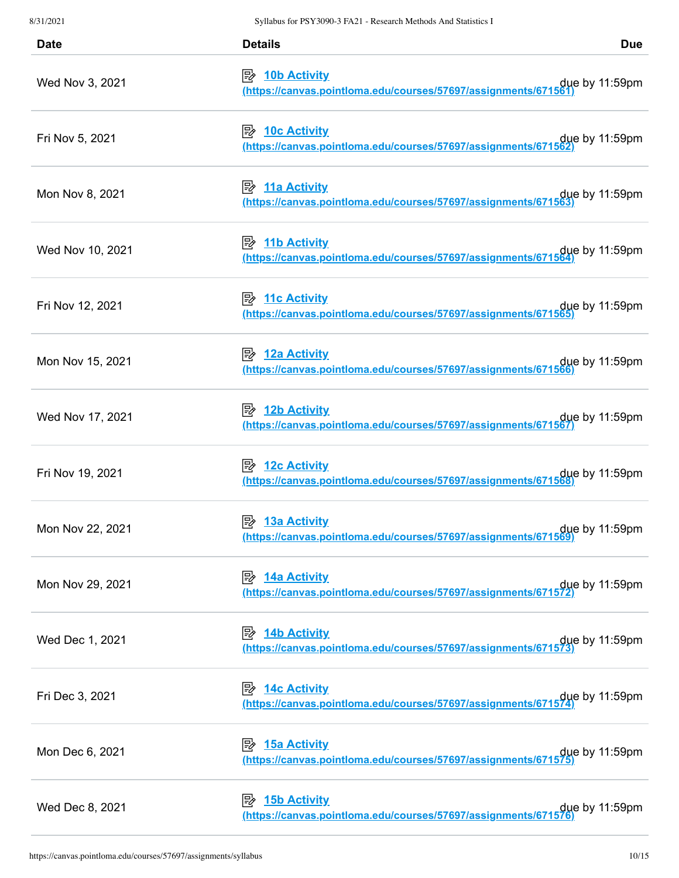| Date | Details | Due |
| --- | --- | --- |
| Wed Nov 3, 2021 | [10b Activity (https://canvas.pointloma.edu/courses/57697/assignments/671561)](https://canvas.pointloma.edu/courses/57697/assignments/671561) | due by 11:59pm |
| Fri Nov 5, 2021 | [10c Activity (https://canvas.pointloma.edu/courses/57697/assignments/671562)](https://canvas.pointloma.edu/courses/57697/assignments/671562) | due by 11:59pm |
| Mon Nov 8, 2021 | [11a Activity (https://canvas.pointloma.edu/courses/57697/assignments/671563)](https://canvas.pointloma.edu/courses/57697/assignments/671563) | due by 11:59pm |
| Wed Nov 10, 2021 | [11b Activity (https://canvas.pointloma.edu/courses/57697/assignments/671564)](https://canvas.pointloma.edu/courses/57697/assignments/671564) | due by 11:59pm |
| Fri Nov 12, 2021 | [11c Activity (https://canvas.pointloma.edu/courses/57697/assignments/671565)](https://canvas.pointloma.edu/courses/57697/assignments/671565) | due by 11:59pm |
| Mon Nov 15, 2021 | [12a Activity (https://canvas.pointloma.edu/courses/57697/assignments/671566)](https://canvas.pointloma.edu/courses/57697/assignments/671566) | due by 11:59pm |
| Wed Nov 17, 2021 | [12b Activity (https://canvas.pointloma.edu/courses/57697/assignments/671567)](https://canvas.pointloma.edu/courses/57697/assignments/671567) | due by 11:59pm |
| Fri Nov 19, 2021 | [12c Activity (https://canvas.pointloma.edu/courses/57697/assignments/671568)](https://canvas.pointloma.edu/courses/57697/assignments/671568) | due by 11:59pm |
| Mon Nov 22, 2021 | [13a Activity (https://canvas.pointloma.edu/courses/57697/assignments/671569)](https://canvas.pointloma.edu/courses/57697/assignments/671569) | due by 11:59pm |
| Mon Nov 29, 2021 | [14a Activity (https://canvas.pointloma.edu/courses/57697/assignments/671572)](https://canvas.pointloma.edu/courses/57697/assignments/671572) | due by 11:59pm |
| Wed Dec 1, 2021 | [14b Activity (https://canvas.pointloma.edu/courses/57697/assignments/671573)](https://canvas.pointloma.edu/courses/57697/assignments/671573) | due by 11:59pm |
| Fri Dec 3, 2021 | [14c Activity (https://canvas.pointloma.edu/courses/57697/assignments/671574)](https://canvas.pointloma.edu/courses/57697/assignments/671574) | due by 11:59pm |
| Mon Dec 6, 2021 | [15a Activity (https://canvas.pointloma.edu/courses/57697/assignments/671575)](https://canvas.pointloma.edu/courses/57697/assignments/671575) | due by 11:59pm |
| Wed Dec 8, 2021 | [15b Activity (https://canvas.pointloma.edu/courses/57697/assignments/671576)](https://canvas.pointloma.edu/courses/57697/assignments/671576) | due by 11:59pm |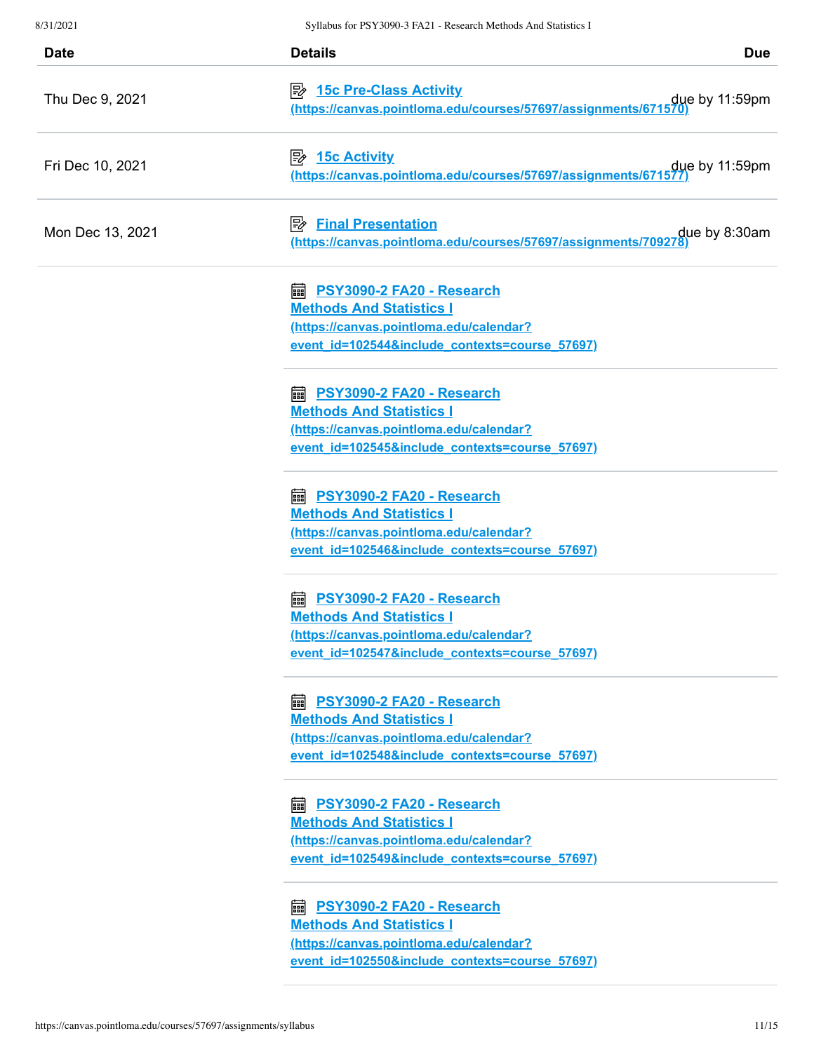| Date | Details | Due |
| --- | --- | --- |
| Thu Dec 9, 2021 | [15c Pre-Class Activity](https://canvas.pointloma.edu/courses/57697/assignments/671570) (https://canvas.pointloma.edu/courses/57697/assignments/671570) | due by 11:59pm |
| Fri Dec 10, 2021 | [15c Activity](https://canvas.pointloma.edu/courses/57697/assignments/671577) (https://canvas.pointloma.edu/courses/57697/assignments/671577) | due by 11:59pm |
| Mon Dec 13, 2021 | [Final Presentation](https://canvas.pointloma.edu/courses/57697/assignments/709278) (https://canvas.pointloma.edu/courses/57697/assignments/709278) | due by 8:30am |
| | [PSY3090-2 FA20 - Research Methods And Statistics I](https://canvas.pointloma.edu/calendar?event_id=102544&include_contexts=course_57697) (https://canvas.pointloma.edu/calendar?event_id=102544&include_contexts=course_57697) | |
| | [PSY3090-2 FA20 - Research Methods And Statistics I](https://canvas.pointloma.edu/calendar?event_id=102545&include_contexts=course_57697) (https://canvas.pointloma.edu/calendar?event_id=102545&include_contexts=course_57697) | |
| | [PSY3090-2 FA20 - Research Methods And Statistics I](https://canvas.pointloma.edu/calendar?event_id=102546&include_contexts=course_57697) (https://canvas.pointloma.edu/calendar?event_id=102546&include_contexts=course_57697) | |
| | [PSY3090-2 FA20 - Research Methods And Statistics I](https://canvas.pointloma.edu/calendar?event_id=102547&include_contexts=course_57697) (https://canvas.pointloma.edu/calendar?event_id=102547&include_contexts=course_57697) | |
| | [PSY3090-2 FA20 - Research Methods And Statistics I](https://canvas.pointloma.edu/calendar?event_id=102548&include_contexts=course_57697) (https://canvas.pointloma.edu/calendar?event_id=102548&include_contexts=course_57697) | |
| | [PSY3090-2 FA20 - Research Methods And Statistics I](https://canvas.pointloma.edu/calendar?event_id=102549&include_contexts=course_57697) (https://canvas.pointloma.edu/calendar?event_id=102549&include_contexts=course_57697) | |
| | [PSY3090-2 FA20 - Research Methods And Statistics I](https://canvas.pointloma.edu/calendar?event_id=102550&include_contexts=course_57697) (https://canvas.pointloma.edu/calendar?event_id=102550&include_contexts=course_57697) | |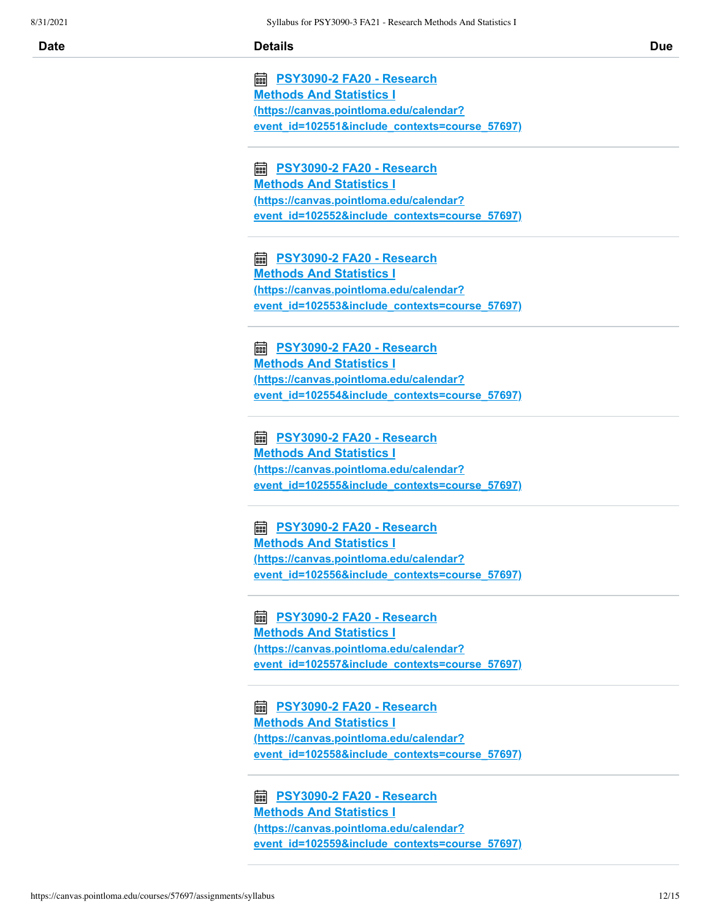| Date | Details | Due |
| --- | --- | --- |
| | PSY3090-2 FA20 - Research Methods And Statistics I (https://canvas.pointloma.edu/calendar?event_id=102551&include_contexts=course_57697) | |
| | PSY3090-2 FA20 - Research Methods And Statistics I (https://canvas.pointloma.edu/calendar?event_id=102552&include_contexts=course_57697) | |
| | PSY3090-2 FA20 - Research Methods And Statistics I (https://canvas.pointloma.edu/calendar?event_id=102553&include_contexts=course_57697) | |
| | PSY3090-2 FA20 - Research Methods And Statistics I (https://canvas.pointloma.edu/calendar?event_id=102554&include_contexts=course_57697) | |
| | PSY3090-2 FA20 - Research Methods And Statistics I (https://canvas.pointloma.edu/calendar?event_id=102555&include_contexts=course_57697) | |
| | PSY3090-2 FA20 - Research Methods And Statistics I (https://canvas.pointloma.edu/calendar?event_id=102556&include_contexts=course_57697) | |
| | PSY3090-2 FA20 - Research Methods And Statistics I (https://canvas.pointloma.edu/calendar?event_id=102557&include_contexts=course_57697) | |
| | PSY3090-2 FA20 - Research Methods And Statistics I (https://canvas.pointloma.edu/calendar?event_id=102558&include_contexts=course_57697) | |
| | PSY3090-2 FA20 - Research Methods And Statistics I (https://canvas.pointloma.edu/calendar?event_id=102559&include_contexts=course_57697) | |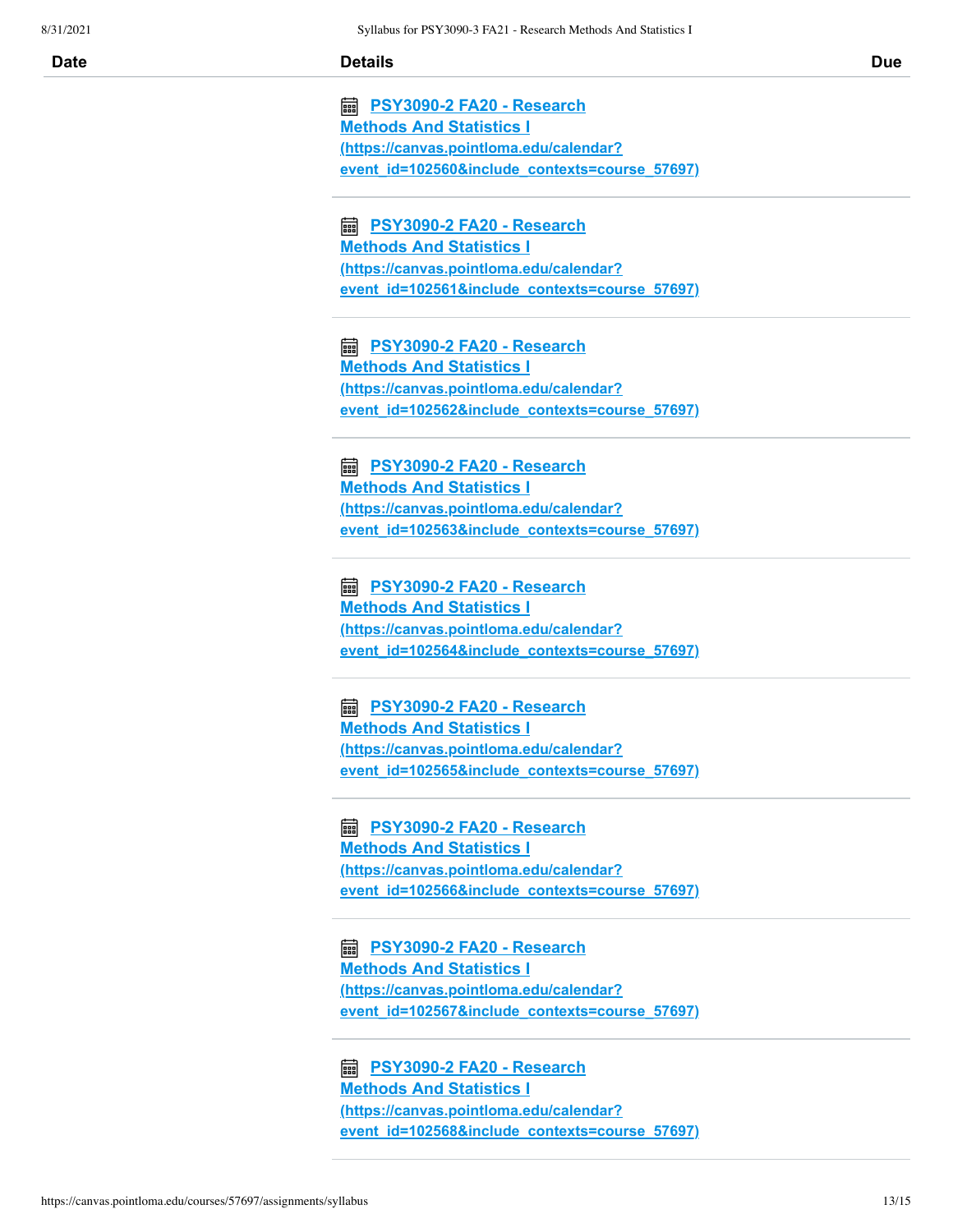| Date | Details | Due |
| --- | --- | --- |
| | PSY3090-2 FA20 - Research Methods And Statistics I (https://canvas.pointloma.edu/calendar?event_id=102560&include_contexts=course_57697) | |
| | PSY3090-2 FA20 - Research Methods And Statistics I (https://canvas.pointloma.edu/calendar?event_id=102561&include_contexts=course_57697) | |
| | PSY3090-2 FA20 - Research Methods And Statistics I (https://canvas.pointloma.edu/calendar?event_id=102562&include_contexts=course_57697) | |
| | PSY3090-2 FA20 - Research Methods And Statistics I (https://canvas.pointloma.edu/calendar?event_id=102563&include_contexts=course_57697) | |
| | PSY3090-2 FA20 - Research Methods And Statistics I (https://canvas.pointloma.edu/calendar?event_id=102564&include_contexts=course_57697) | |
| | PSY3090-2 FA20 - Research Methods And Statistics I (https://canvas.pointloma.edu/calendar?event_id=102565&include_contexts=course_57697) | |
| | PSY3090-2 FA20 - Research Methods And Statistics I (https://canvas.pointloma.edu/calendar?event_id=102566&include_contexts=course_57697) | |
| | PSY3090-2 FA20 - Research Methods And Statistics I (https://canvas.pointloma.edu/calendar?event_id=102567&include_contexts=course_57697) | |
| | PSY3090-2 FA20 - Research Methods And Statistics I (https://canvas.pointloma.edu/calendar?event_id=102568&include_contexts=course_57697) | |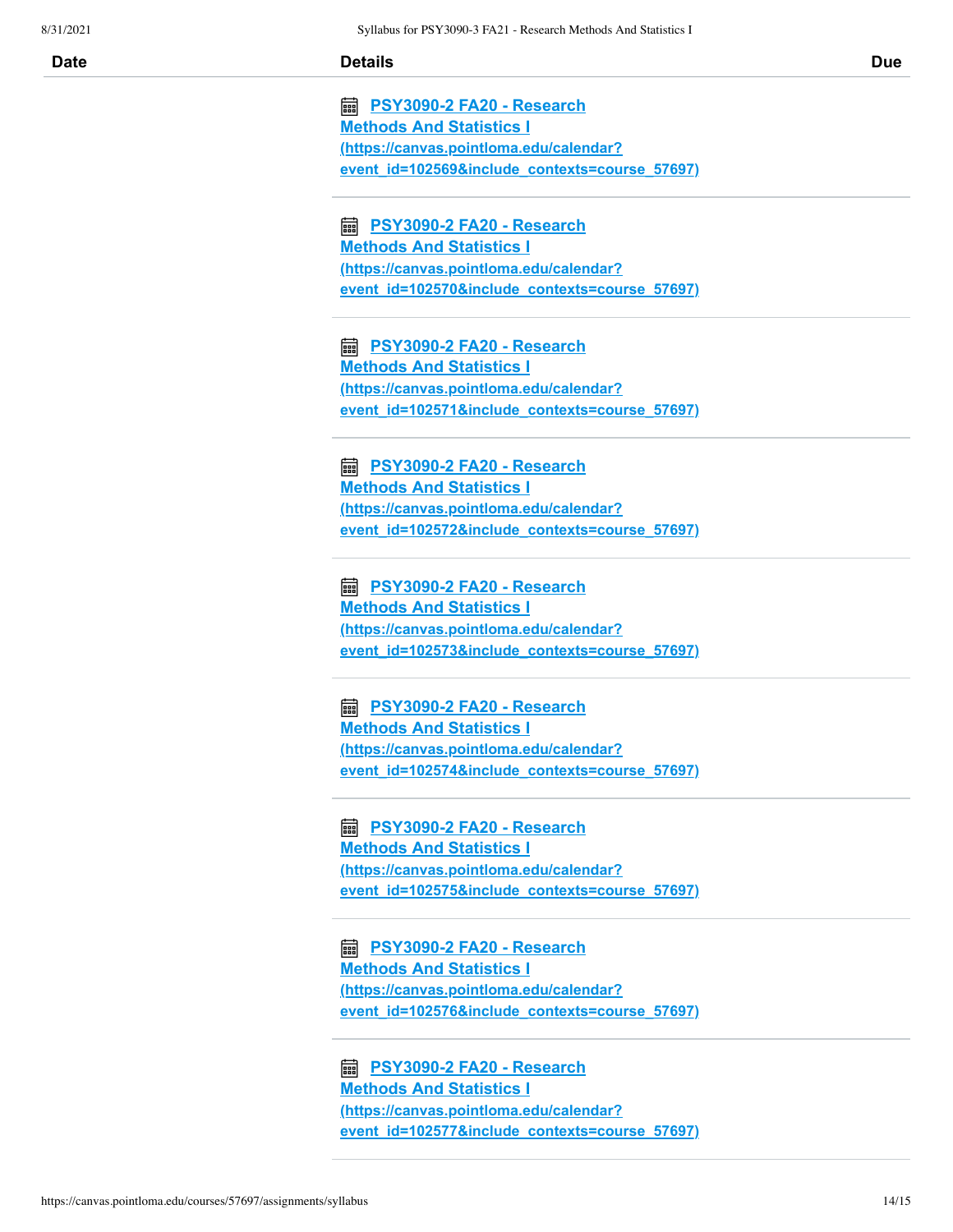| Date | Details | Due |
| --- | --- | --- |
| | PSY3090-2 FA20 - Research Methods And Statistics I (https://canvas.pointloma.edu/calendar?event_id=102569&include_contexts=course_57697) | |
| | PSY3090-2 FA20 - Research Methods And Statistics I (https://canvas.pointloma.edu/calendar?event_id=102570&include_contexts=course_57697) | |
| | PSY3090-2 FA20 - Research Methods And Statistics I (https://canvas.pointloma.edu/calendar?event_id=102571&include_contexts=course_57697) | |
| | PSY3090-2 FA20 - Research Methods And Statistics I (https://canvas.pointloma.edu/calendar?event_id=102572&include_contexts=course_57697) | |
| | PSY3090-2 FA20 - Research Methods And Statistics I (https://canvas.pointloma.edu/calendar?event_id=102573&include_contexts=course_57697) | |
| | PSY3090-2 FA20 - Research Methods And Statistics I (https://canvas.pointloma.edu/calendar?event_id=102574&include_contexts=course_57697) | |
| | PSY3090-2 FA20 - Research Methods And Statistics I (https://canvas.pointloma.edu/calendar?event_id=102575&include_contexts=course_57697) | |
| | PSY3090-2 FA20 - Research Methods And Statistics I (https://canvas.pointloma.edu/calendar?event_id=102576&include_contexts=course_57697) | |
| | PSY3090-2 FA20 - Research Methods And Statistics I (https://canvas.pointloma.edu/calendar?event_id=102577&include_contexts=course_57697) | |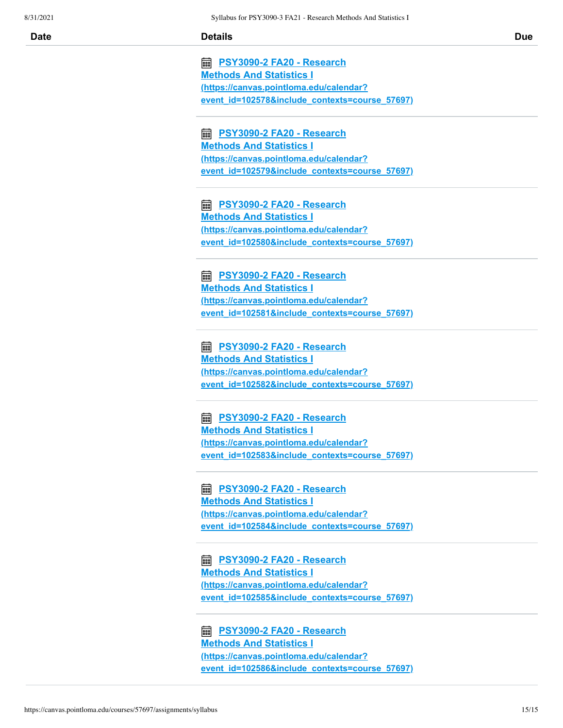| Date | Details | Due |
| --- | --- | --- |
| | PSY3090-2 FA20 - Research Methods And Statistics I (https://canvas.pointloma.edu/calendar?event_id=102578&include_contexts=course_57697) | |
| | PSY3090-2 FA20 - Research Methods And Statistics I (https://canvas.pointloma.edu/calendar?event_id=102579&include_contexts=course_57697) | |
| | PSY3090-2 FA20 - Research Methods And Statistics I (https://canvas.pointloma.edu/calendar?event_id=102580&include_contexts=course_57697) | |
| | PSY3090-2 FA20 - Research Methods And Statistics I (https://canvas.pointloma.edu/calendar?event_id=102581&include_contexts=course_57697) | |
| | PSY3090-2 FA20 - Research Methods And Statistics I (https://canvas.pointloma.edu/calendar?event_id=102582&include_contexts=course_57697) | |
| | PSY3090-2 FA20 - Research Methods And Statistics I (https://canvas.pointloma.edu/calendar?event_id=102583&include_contexts=course_57697) | |
| | PSY3090-2 FA20 - Research Methods And Statistics I (https://canvas.pointloma.edu/calendar?event_id=102584&include_contexts=course_57697) | |
| | PSY3090-2 FA20 - Research Methods And Statistics I (https://canvas.pointloma.edu/calendar?event_id=102585&include_contexts=course_57697) | |
| | PSY3090-2 FA20 - Research Methods And Statistics I (https://canvas.pointloma.edu/calendar?event_id=102586&include_contexts=course_57697) | |